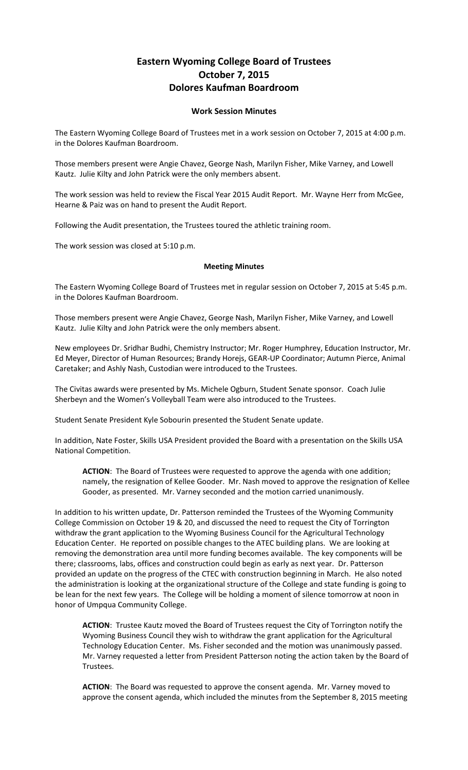# Eastern Wyoming College Board of Trustees
# October 7, 2015
# Dolores Kaufman Boardroom

### Work Session Minutes

The Eastern Wyoming College Board of Trustees met in a work session on October 7, 2015 at 4:00 p.m. in the Dolores Kaufman Boardroom.

Those members present were Angie Chavez, George Nash, Marilyn Fisher, Mike Varney, and Lowell Kautz. Julie Kilty and John Patrick were the only members absent.

The work session was held to review the Fiscal Year 2015 Audit Report. Mr. Wayne Herr from McGee, Hearne & Paiz was on hand to present the Audit Report.

Following the Audit presentation, the Trustees toured the athletic training room.

The work session was closed at 5:10 p.m.

### Meeting Minutes

The Eastern Wyoming College Board of Trustees met in regular session on October 7, 2015 at 5:45 p.m. in the Dolores Kaufman Boardroom.

Those members present were Angie Chavez, George Nash, Marilyn Fisher, Mike Varney, and Lowell Kautz. Julie Kilty and John Patrick were the only members absent.

New employees Dr. Sridhar Budhi, Chemistry Instructor; Mr. Roger Humphrey, Education Instructor, Mr. Ed Meyer, Director of Human Resources; Brandy Horejs, GEAR-UP Coordinator; Autumn Pierce, Animal Caretaker; and Ashly Nash, Custodian were introduced to the Trustees.

The Civitas awards were presented by Ms. Michele Ogburn, Student Senate sponsor. Coach Julie Sherbeyn and the Women's Volleyball Team were also introduced to the Trustees.

Student Senate President Kyle Sobourin presented the Student Senate update.

In addition, Nate Foster, Skills USA President provided the Board with a presentation on the Skills USA National Competition.

> **ACTION**: The Board of Trustees were requested to approve the agenda with one addition; namely, the resignation of Kellee Gooder. Mr. Nash moved to approve the resignation of Kellee Gooder, as presented. Mr. Varney seconded and the motion carried unanimously.

In addition to his written update, Dr. Patterson reminded the Trustees of the Wyoming Community College Commission on October 19 & 20, and discussed the need to request the City of Torrington withdraw the grant application to the Wyoming Business Council for the Agricultural Technology Education Center. He reported on possible changes to the ATEC building plans. We are looking at removing the demonstration area until more funding becomes available. The key components will be there; classrooms, labs, offices and construction could begin as early as next year. Dr. Patterson provided an update on the progress of the CTEC with construction beginning in March. He also noted the administration is looking at the organizational structure of the College and state funding is going to be lean for the next few years. The College will be holding a moment of silence tomorrow at noon in honor of Umpqua Community College.

> **ACTION**: Trustee Kautz moved the Board of Trustees request the City of Torrington notify the Wyoming Business Council they wish to withdraw the grant application for the Agricultural Technology Education Center. Ms. Fisher seconded and the motion was unanimously passed. Mr. Varney requested a letter from President Patterson noting the action taken by the Board of Trustees.

> **ACTION**: The Board was requested to approve the consent agenda. Mr. Varney moved to approve the consent agenda, which included the minutes from the September 8, 2015 meeting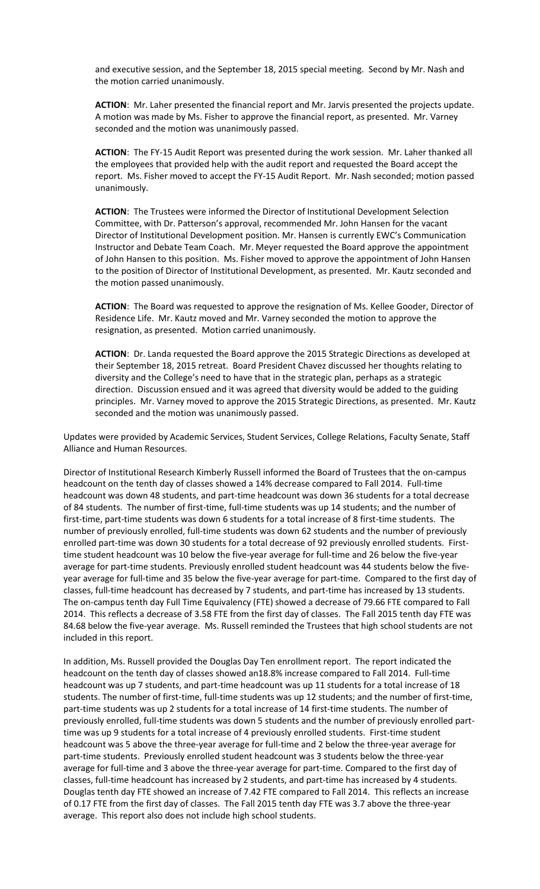and executive session, and the September 18, 2015 special meeting. Second by Mr. Nash and the motion carried unanimously.

**ACTION**: Mr. Laher presented the financial report and Mr. Jarvis presented the projects update. A motion was made by Ms. Fisher to approve the financial report, as presented. Mr. Varney seconded and the motion was unanimously passed.

**ACTION**: The FY-15 Audit Report was presented during the work session. Mr. Laher thanked all the employees that provided help with the audit report and requested the Board accept the report. Ms. Fisher moved to accept the FY-15 Audit Report. Mr. Nash seconded; motion passed unanimously.

**ACTION**: The Trustees were informed the Director of Institutional Development Selection Committee, with Dr. Patterson's approval, recommended Mr. John Hansen for the vacant Director of Institutional Development position. Mr. Hansen is currently EWC's Communication Instructor and Debate Team Coach. Mr. Meyer requested the Board approve the appointment of John Hansen to this position. Ms. Fisher moved to approve the appointment of John Hansen to the position of Director of Institutional Development, as presented. Mr. Kautz seconded and the motion passed unanimously.

**ACTION**: The Board was requested to approve the resignation of Ms. Kellee Gooder, Director of Residence Life. Mr. Kautz moved and Mr. Varney seconded the motion to approve the resignation, as presented. Motion carried unanimously.

**ACTION**: Dr. Landa requested the Board approve the 2015 Strategic Directions as developed at their September 18, 2015 retreat. Board President Chavez discussed her thoughts relating to diversity and the College's need to have that in the strategic plan, perhaps as a strategic direction. Discussion ensued and it was agreed that diversity would be added to the guiding principles. Mr. Varney moved to approve the 2015 Strategic Directions, as presented. Mr. Kautz seconded and the motion was unanimously passed.

Updates were provided by Academic Services, Student Services, College Relations, Faculty Senate, Staff Alliance and Human Resources.

Director of Institutional Research Kimberly Russell informed the Board of Trustees that the on-campus headcount on the tenth day of classes showed a 14% decrease compared to Fall 2014. Full-time headcount was down 48 students, and part-time headcount was down 36 students for a total decrease of 84 students. The number of first-time, full-time students was up 14 students; and the number of first-time, part-time students was down 6 students for a total increase of 8 first-time students. The number of previously enrolled, full-time students was down 62 students and the number of previously enrolled part-time was down 30 students for a total decrease of 92 previously enrolled students. First-time student headcount was 10 below the five-year average for full-time and 26 below the five-year average for part-time students. Previously enrolled student headcount was 44 students below the five-year average for full-time and 35 below the five-year average for part-time. Compared to the first day of classes, full-time headcount has decreased by 7 students, and part-time has increased by 13 students. The on-campus tenth day Full Time Equivalency (FTE) showed a decrease of 79.66 FTE compared to Fall 2014. This reflects a decrease of 3.58 FTE from the first day of classes. The Fall 2015 tenth day FTE was 84.68 below the five-year average. Ms. Russell reminded the Trustees that high school students are not included in this report.

In addition, Ms. Russell provided the Douglas Day Ten enrollment report. The report indicated the headcount on the tenth day of classes showed an18.8% increase compared to Fall 2014. Full-time headcount was up 7 students, and part-time headcount was up 11 students for a total increase of 18 students. The number of first-time, full-time students was up 12 students; and the number of first-time, part-time students was up 2 students for a total increase of 14 first-time students. The number of previously enrolled, full-time students was down 5 students and the number of previously enrolled part-time was up 9 students for a total increase of 4 previously enrolled students. First-time student headcount was 5 above the three-year average for full-time and 2 below the three-year average for part-time students. Previously enrolled student headcount was 3 students below the three-year average for full-time and 3 above the three-year average for part-time. Compared to the first day of classes, full-time headcount has increased by 2 students, and part-time has increased by 4 students. Douglas tenth day FTE showed an increase of 7.42 FTE compared to Fall 2014. This reflects an increase of 0.17 FTE from the first day of classes. The Fall 2015 tenth day FTE was 3.7 above the three-year average. This report also does not include high school students.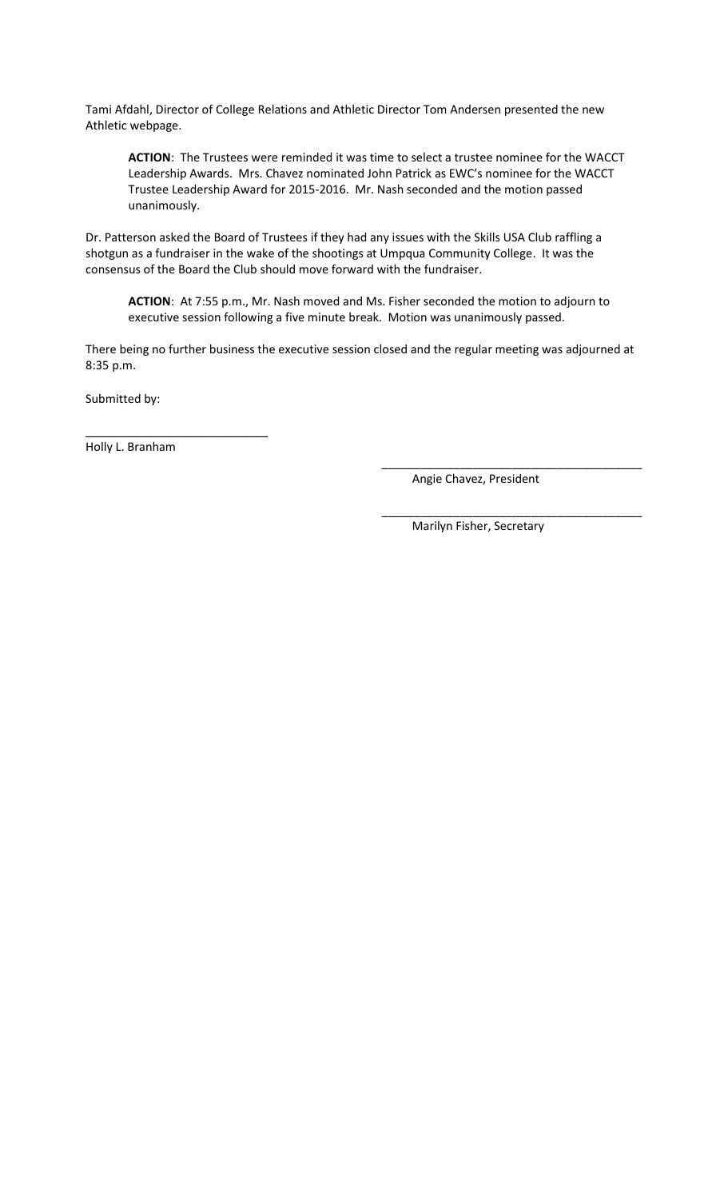Tami Afdahl, Director of College Relations and Athletic Director Tom Andersen presented the new Athletic webpage.

> **ACTION**: The Trustees were reminded it was time to select a trustee nominee for the WACCT Leadership Awards. Mrs. Chavez nominated John Patrick as EWC's nominee for the WACCT Trustee Leadership Award for 2015-2016. Mr. Nash seconded and the motion passed unanimously.

Dr. Patterson asked the Board of Trustees if they had any issues with the Skills USA Club raffling a shotgun as a fundraiser in the wake of the shootings at Umpqua Community College. It was the consensus of the Board the Club should move forward with the fundraiser.

> **ACTION**: At 7:55 p.m., Mr. Nash moved and Ms. Fisher seconded the motion to adjourn to executive session following a five minute break. Motion was unanimously passed.

There being no further business the executive session closed and the regular meeting was adjourned at 8:35 p.m.

Submitted by:

____________________________
Holly L. Branham

________________________________________
Angie Chavez, President

________________________________________
Marilyn Fisher, Secretary